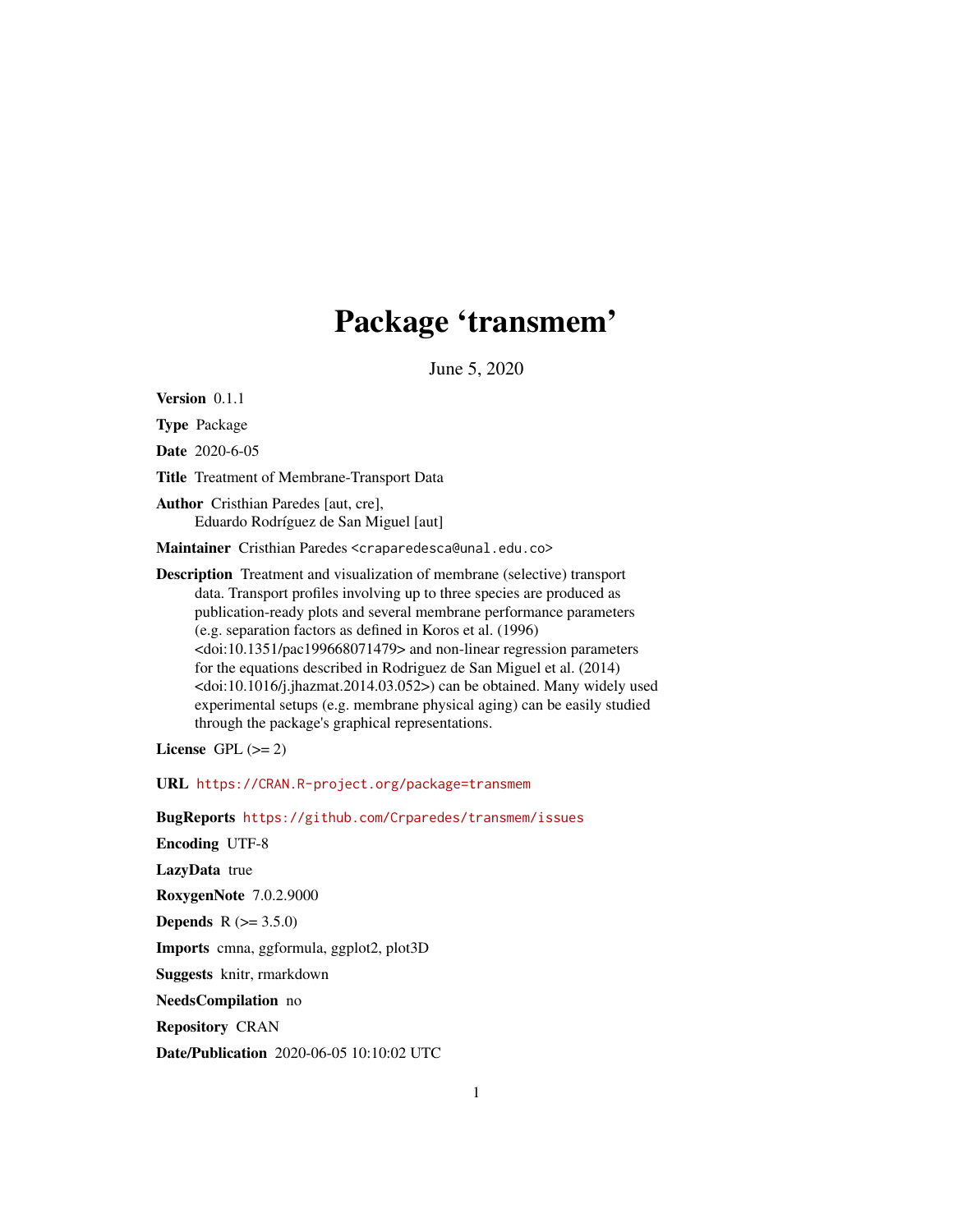# Package 'transmem'

June 5, 2020

**Version** 0.1.1

**Type** Package

**Date** 2020-6-05

**Title** Treatment of Membrane-Transport Data

**Author** Cristhian Paredes [aut, cre],
Eduardo Rodríguez de San Miguel [aut]

**Maintainer** Cristhian Paredes <craparedesca@unal.edu.co>

**Description** Treatment and visualization of membrane (selective) transport data. Transport profiles involving up to three species are produced as publication-ready plots and several membrane performance parameters (e.g. separation factors as defined in Koros et al. (1996) <doi:10.1351/pac199668071479> and non-linear regression parameters for the equations described in Rodriguez de San Miguel et al. (2014) <doi:10.1016/j.jhazmat.2014.03.052>) can be obtained. Many widely used experimental setups (e.g. membrane physical aging) can be easily studied through the package's graphical representations.

**License** GPL (>= 2)

**URL** https://CRAN.R-project.org/package=transmem

**BugReports** https://github.com/Crparedes/transmem/issues

**Encoding** UTF-8

**LazyData** true

**RoxygenNote** 7.0.2.9000

**Depends** R (>= 3.5.0)

**Imports** cmna, ggformula, ggplot2, plot3D

**Suggests** knitr, rmarkdown

**NeedsCompilation** no

**Repository** CRAN

**Date/Publication** 2020-06-05 10:10:02 UTC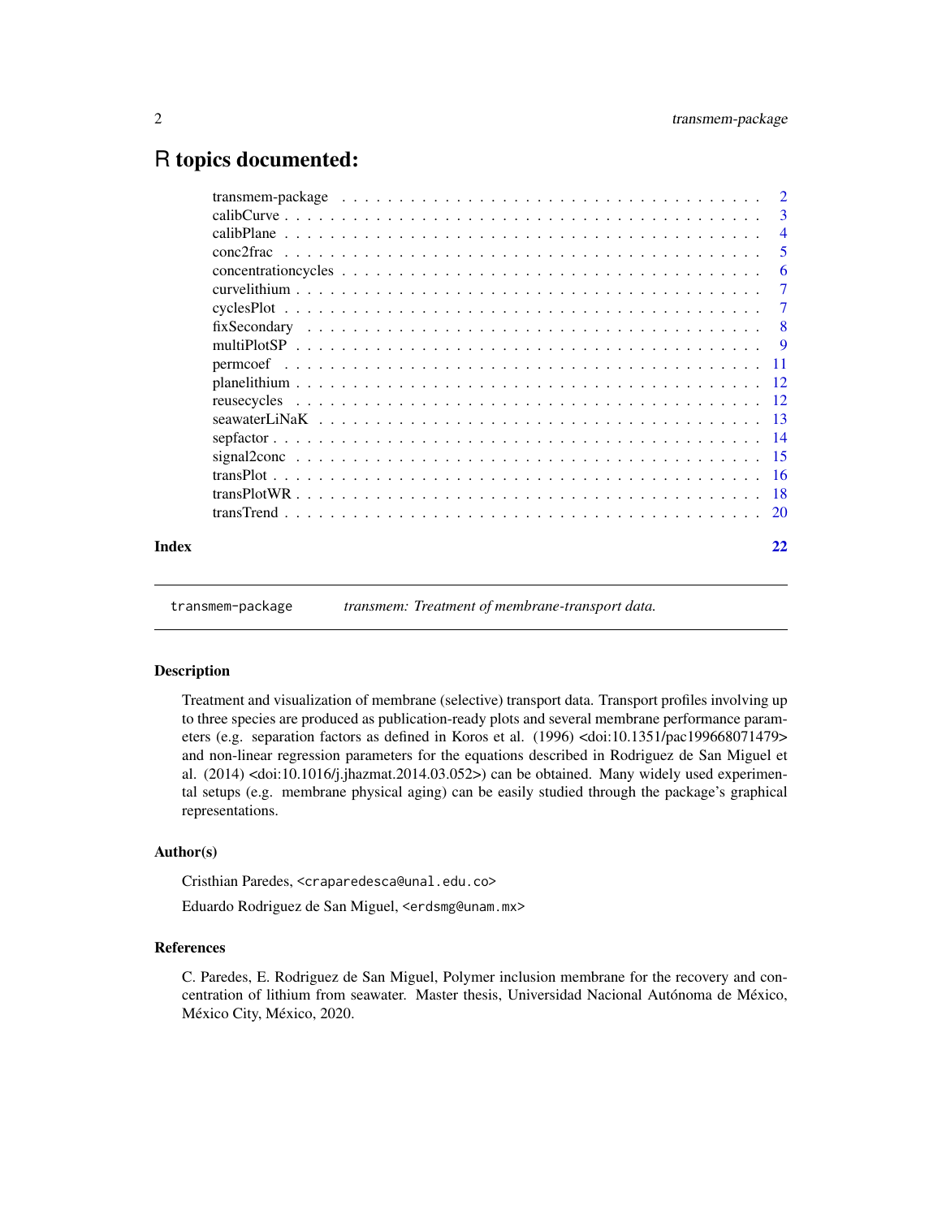# R topics documented:

| | |
|---|---|
| transmem-package | 2 |
| calibCurve | 3 |
| calibPlane | 4 |
| conc2frac | 5 |
| concentrationcycles | 6 |
| curvelithium | 7 |
| cyclesPlot | 7 |
| fixSecondary | 8 |
| multiPlotSP | 9 |
| permcoef | 11 |
| planelithium | 12 |
| reusecycles | 12 |
| seawaterLiNaK | 13 |
| sepfactor | 14 |
| signal2conc | 15 |
| transPlot | 16 |
| transPlotWR | 18 |
| transTrend | 20 |
| **Index** | **22** |

---

`transmem-package` *transmem: Treatment of membrane-transport data.*

---

### Description

Treatment and visualization of membrane (selective) transport data. Transport profiles involving up to three species are produced as publication-ready plots and several membrane performance parameters (e.g. separation factors as defined in Koros et al. (1996) <doi:10.1351/pac199668071479> and non-linear regression parameters for the equations described in Rodriguez de San Miguel et al. (2014) <doi:10.1016/j.jhazmat.2014.03.052>) can be obtained. Many widely used experimental setups (e.g. membrane physical aging) can be easily studied through the package's graphical representations.

### Author(s)

Cristhian Paredes, `<craparedesca@unal.edu.co>`

Eduardo Rodriguez de San Miguel, `<erdsmg@unam.mx>`

### References

C. Paredes, E. Rodriguez de San Miguel, Polymer inclusion membrane for the recovery and concentration of lithium from seawater. Master thesis, Universidad Nacional Autónoma de México, México City, México, 2020.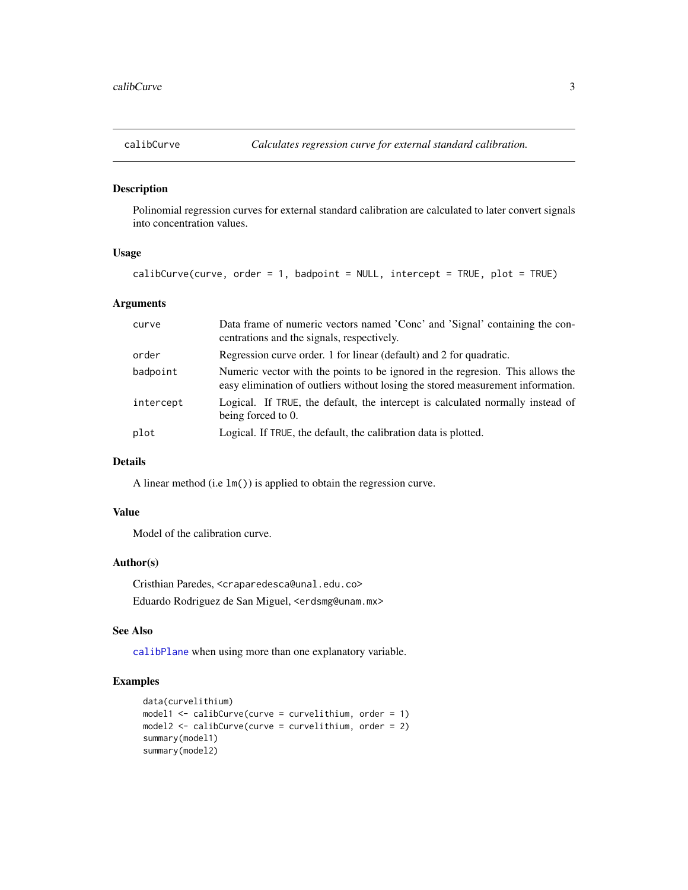## calibCurve — *Calculates regression curve for external standard calibration.*

### Description

Polinomial regression curves for external standard calibration are calculated to later convert signals into concentration values.

### Usage

```
calibCurve(curve, order = 1, badpoint = NULL, intercept = TRUE, plot = TRUE)
```

### Arguments

| | |
|---|---|
| `curve` | Data frame of numeric vectors named 'Conc' and 'Signal' containing the concentrations and the signals, respectively. |
| `order` | Regression curve order. 1 for linear (default) and 2 for quadratic. |
| `badpoint` | Numeric vector with the points to be ignored in the regresion. This allows the easy elimination of outliers without losing the stored measurement information. |
| `intercept` | Logical. If `TRUE`, the default, the intercept is calculated normally instead of being forced to 0. |
| `plot` | Logical. If `TRUE`, the default, the calibration data is plotted. |

### Details

A linear method (i.e `lm()`) is applied to obtain the regression curve.

### Value

Model of the calibration curve.

### Author(s)

Cristhian Paredes, <craparedesca@unal.edu.co>

Eduardo Rodriguez de San Miguel, <erdsmg@unam.mx>

### See Also

`calibPlane` when using more than one explanatory variable.

### Examples

```
data(curvelithium)
model1 <- calibCurve(curve = curvelithium, order = 1)
model2 <- calibCurve(curve = curvelithium, order = 2)
summary(model1)
summary(model2)
```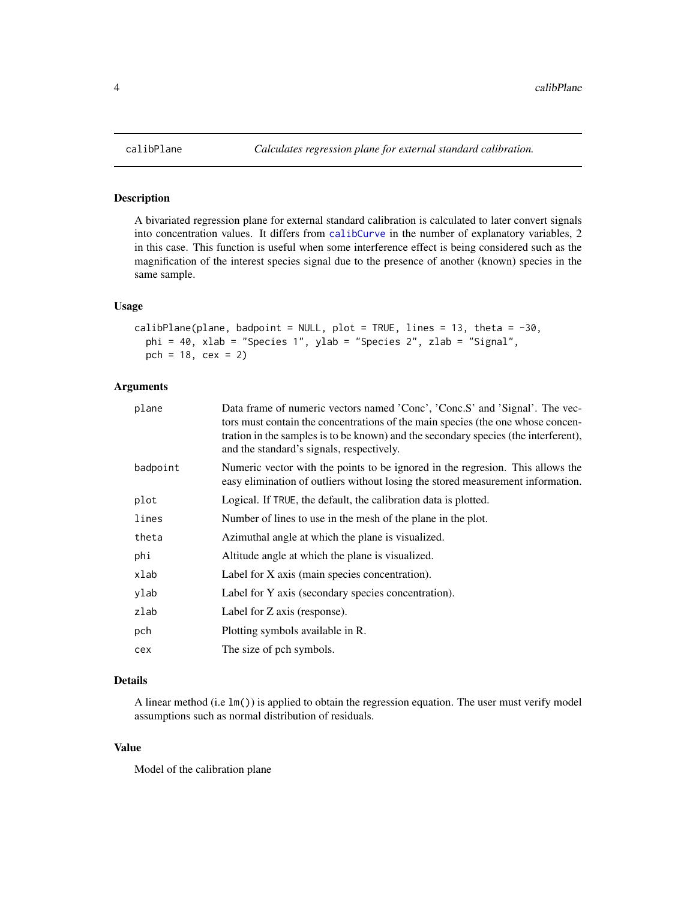# calibPlane — *Calculates regression plane for external standard calibration.*

## Description

A bivariated regression plane for external standard calibration is calculated to later convert signals into concentration values. It differs from `calibCurve` in the number of explanatory variables, 2 in this case. This function is useful when some interference effect is being considered such as the magnification of the interest species signal due to the presence of another (known) species in the same sample.

## Usage

```
calibPlane(plane, badpoint = NULL, plot = TRUE, lines = 13, theta = -30,
  phi = 40, xlab = "Species 1", ylab = "Species 2", zlab = "Signal",
  pch = 18, cex = 2)
```

## Arguments

| | |
|---|---|
| plane | Data frame of numeric vectors named 'Conc', 'Conc.S' and 'Signal'. The vectors must contain the concentrations of the main species (the one whose concentration in the samples is to be known) and the secondary species (the interferent), and the standard's signals, respectively. |
| badpoint | Numeric vector with the points to be ignored in the regresion. This allows the easy elimination of outliers without losing the stored measurement information. |
| plot | Logical. If `TRUE`, the default, the calibration data is plotted. |
| lines | Number of lines to use in the mesh of the plane in the plot. |
| theta | Azimuthal angle at which the plane is visualized. |
| phi | Altitude angle at which the plane is visualized. |
| xlab | Label for X axis (main species concentration). |
| ylab | Label for Y axis (secondary species concentration). |
| zlab | Label for Z axis (response). |
| pch | Plotting symbols available in R. |
| cex | The size of pch symbols. |

## Details

A linear method (i.e `lm()`) is applied to obtain the regression equation. The user must verify model assumptions such as normal distribution of residuals.

## Value

Model of the calibration plane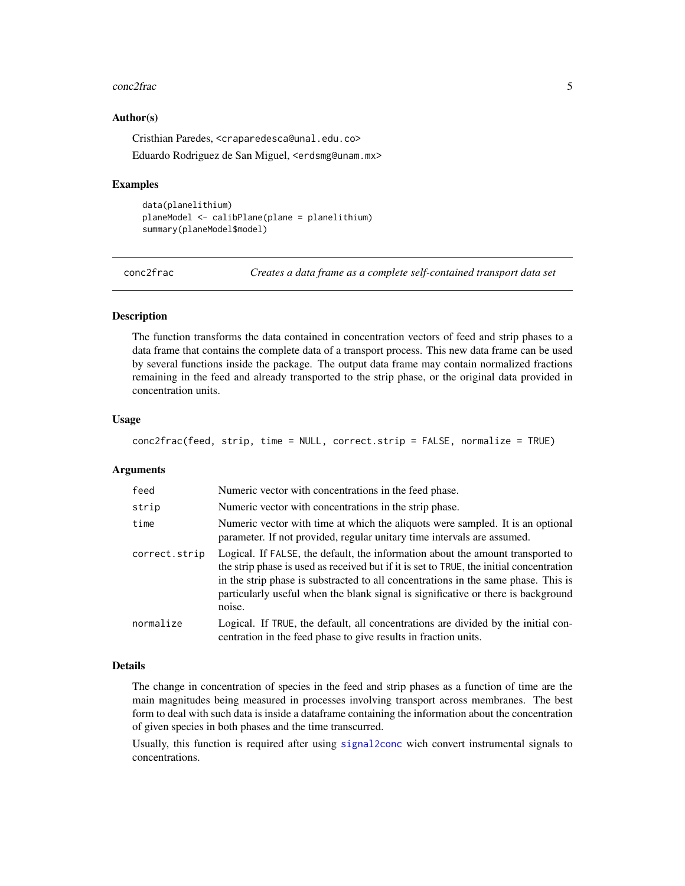### Author(s)

Cristhian Paredes, <craparedesca@unal.edu.co>

Eduardo Rodriguez de San Miguel, <erdsmg@unam.mx>

### Examples

```
data(planelithium)
planeModel <- calibPlane(plane = planelithium)
summary(planeModel$model)
```

---

## conc2frac — *Creates a data frame as a complete self-contained transport data set*

---

### Description

The function transforms the data contained in concentration vectors of feed and strip phases to a data frame that contains the complete data of a transport process. This new data frame can be used by several functions inside the package. The output data frame may contain normalized fractions remaining in the feed and already transported to the strip phase, or the original data provided in concentration units.

### Usage

```
conc2frac(feed, strip, time = NULL, correct.strip = FALSE, normalize = TRUE)
```

### Arguments

| | |
|---|---|
| `feed` | Numeric vector with concentrations in the feed phase. |
| `strip` | Numeric vector with concentrations in the strip phase. |
| `time` | Numeric vector with time at which the aliquots were sampled. It is an optional parameter. If not provided, regular unitary time intervals are assumed. |
| `correct.strip` | Logical. If `FALSE`, the default, the information about the amount transported to the strip phase is used as received but if it is set to `TRUE`, the initial concentration in the strip phase is substracted to all concentrations in the same phase. This is particularly useful when the blank signal is significative or there is background noise. |
| `normalize` | Logical. If `TRUE`, the default, all concentrations are divided by the initial concentration in the feed phase to give results in fraction units. |

### Details

The change in concentration of species in the feed and strip phases as a function of time are the main magnitudes being measured in processes involving transport across membranes. The best form to deal with such data is inside a dataframe containing the information about the concentration of given species in both phases and the time transcurred.

Usually, this function is required after using `signal2conc` wich convert instrumental signals to concentrations.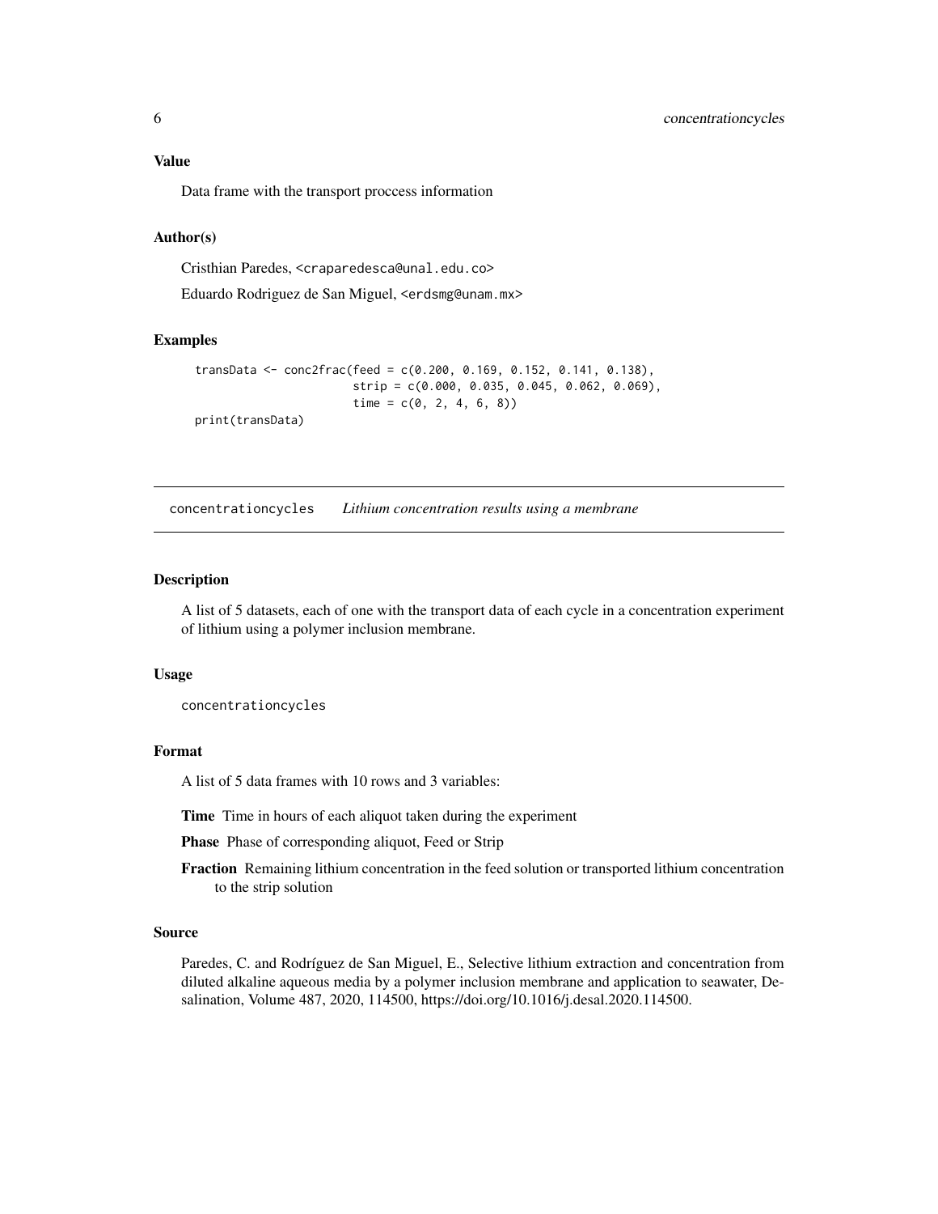### Value

Data frame with the transport proccess information

### Author(s)

Cristhian Paredes, <craparedesca@unal.edu.co>

Eduardo Rodriguez de San Miguel, <erdsmg@unam.mx>

### Examples

```
transData <- conc2frac(feed = c(0.200, 0.169, 0.152, 0.141, 0.138),
                       strip = c(0.000, 0.035, 0.045, 0.062, 0.069),
                       time = c(0, 2, 4, 6, 8))
print(transData)
```

---

## concentrationcycles *Lithium concentration results using a membrane*

### Description

A list of 5 datasets, each of one with the transport data of each cycle in a concentration experiment of lithium using a polymer inclusion membrane.

### Usage

```
concentrationcycles
```

### Format

A list of 5 data frames with 10 rows and 3 variables:

**Time** Time in hours of each aliquot taken during the experiment

**Phase** Phase of corresponding aliquot, Feed or Strip

**Fraction** Remaining lithium concentration in the feed solution or transported lithium concentration to the strip solution

### Source

Paredes, C. and Rodríguez de San Miguel, E., Selective lithium extraction and concentration from diluted alkaline aqueous media by a polymer inclusion membrane and application to seawater, Desalination, Volume 487, 2020, 114500, https://doi.org/10.1016/j.desal.2020.114500.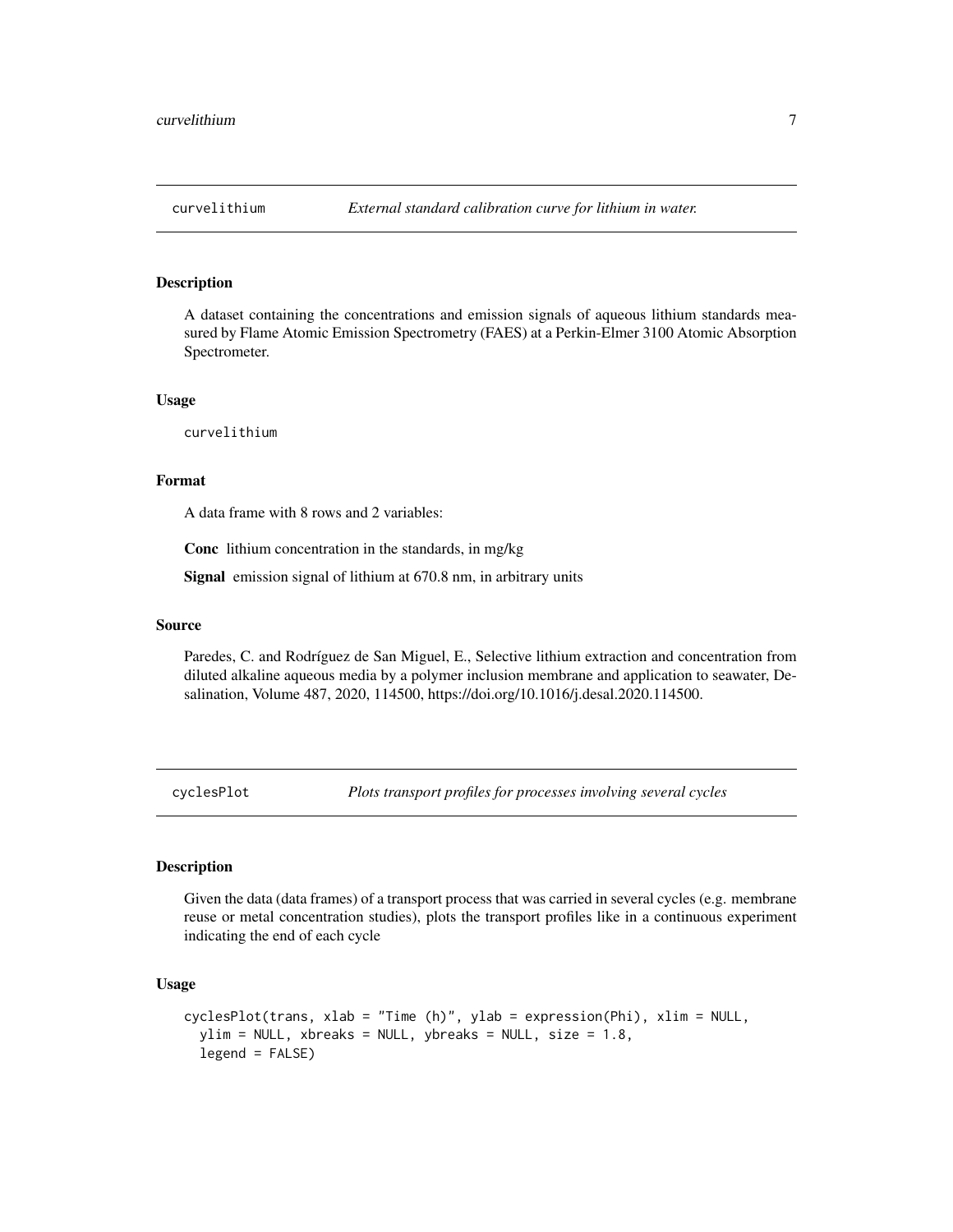## curvelithium *External standard calibration curve for lithium in water.*

### Description

A dataset containing the concentrations and emission signals of aqueous lithium standards measured by Flame Atomic Emission Spectrometry (FAES) at a Perkin-Elmer 3100 Atomic Absorption Spectrometer.

### Usage

```
curvelithium
```

### Format

A data frame with 8 rows and 2 variables:

**Conc** lithium concentration in the standards, in mg/kg

**Signal** emission signal of lithium at 670.8 nm, in arbitrary units

### Source

Paredes, C. and Rodríguez de San Miguel, E., Selective lithium extraction and concentration from diluted alkaline aqueous media by a polymer inclusion membrane and application to seawater, Desalination, Volume 487, 2020, 114500, https://doi.org/10.1016/j.desal.2020.114500.

## cyclesPlot *Plots transport profiles for processes involving several cycles*

### Description

Given the data (data frames) of a transport process that was carried in several cycles (e.g. membrane reuse or metal concentration studies), plots the transport profiles like in a continuous experiment indicating the end of each cycle

### Usage

```
cyclesPlot(trans, xlab = "Time (h)", ylab = expression(Phi), xlim = NULL,
  ylim = NULL, xbreaks = NULL, ybreaks = NULL, size = 1.8,
  legend = FALSE)
```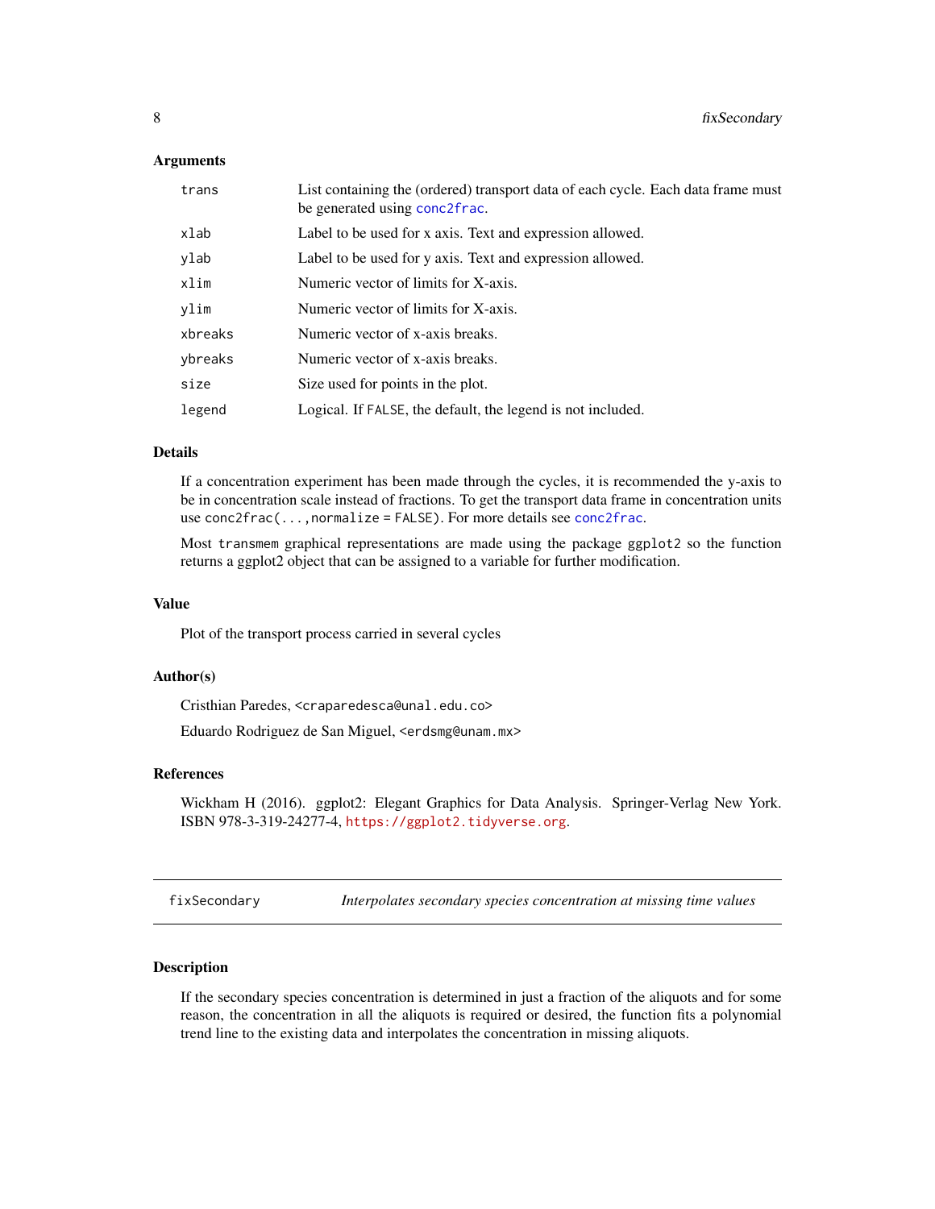### Arguments

| | |
|---|---|
| `trans` | List containing the (ordered) transport data of each cycle. Each data frame must be generated using `conc2frac`. |
| `xlab` | Label to be used for x axis. Text and expression allowed. |
| `ylab` | Label to be used for y axis. Text and expression allowed. |
| `xlim` | Numeric vector of limits for X-axis. |
| `ylim` | Numeric vector of limits for X-axis. |
| `xbreaks` | Numeric vector of x-axis breaks. |
| `ybreaks` | Numeric vector of x-axis breaks. |
| `size` | Size used for points in the plot. |
| `legend` | Logical. If `FALSE`, the default, the legend is not included. |

### Details

If a concentration experiment has been made through the cycles, it is recommended the y-axis to be in concentration scale instead of fractions. To get the transport data frame in concentration units use `conc2frac(...,normalize = FALSE)`. For more details see `conc2frac`.

Most `transmem` graphical representations are made using the package `ggplot2` so the function returns a ggplot2 object that can be assigned to a variable for further modification.

### Value

Plot of the transport process carried in several cycles

### Author(s)

Cristhian Paredes, <craparedesca@unal.edu.co>

Eduardo Rodriguez de San Miguel, <erdsmg@unam.mx>

### References

Wickham H (2016). ggplot2: Elegant Graphics for Data Analysis. Springer-Verlag New York. ISBN 978-3-319-24277-4, https://ggplot2.tidyverse.org.

---

## fixSecondary — *Interpolates secondary species concentration at missing time values*

---

### Description

If the secondary species concentration is determined in just a fraction of the aliquots and for some reason, the concentration in all the aliquots is required or desired, the function fits a polynomial trend line to the existing data and interpolates the concentration in missing aliquots.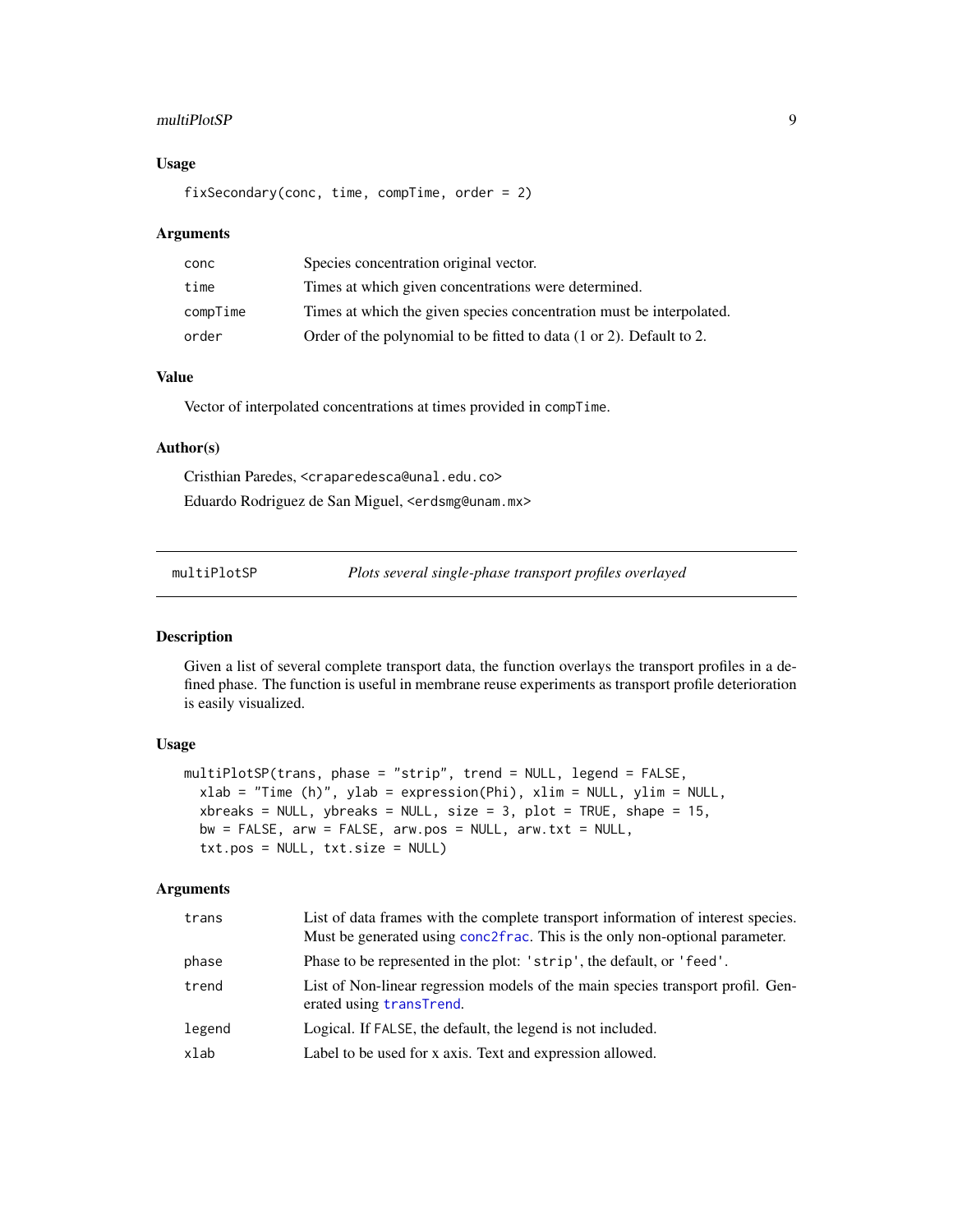### Usage

```
fixSecondary(conc, time, compTime, order = 2)
```

### Arguments

| | |
|---|---|
| conc | Species concentration original vector. |
| time | Times at which given concentrations were determined. |
| compTime | Times at which the given species concentration must be interpolated. |
| order | Order of the polynomial to be fitted to data (1 or 2). Default to 2. |

### Value

Vector of interpolated concentrations at times provided in `compTime`.

### Author(s)

Cristhian Paredes, <craparedesca@unal.edu.co>

Eduardo Rodriguez de San Miguel, <erdsmg@unam.mx>

---

## multiPlotSP — *Plots several single-phase transport profiles overlayed*

### Description

Given a list of several complete transport data, the function overlays the transport profiles in a defined phase. The function is useful in membrane reuse experiments as transport profile deterioration is easily visualized.

### Usage

```
multiPlotSP(trans, phase = "strip", trend = NULL, legend = FALSE,
  xlab = "Time (h)", ylab = expression(Phi), xlim = NULL, ylim = NULL,
  xbreaks = NULL, ybreaks = NULL, size = 3, plot = TRUE, shape = 15,
  bw = FALSE, arw = FALSE, arw.pos = NULL, arw.txt = NULL,
  txt.pos = NULL, txt.size = NULL)
```

### Arguments

| | |
|---|---|
| trans | List of data frames with the complete transport information of interest species. Must be generated using `conc2frac`. This is the only non-optional parameter. |
| phase | Phase to be represented in the plot: 'strip', the default, or 'feed'. |
| trend | List of Non-linear regression models of the main species transport profil. Generated using `transTrend`. |
| legend | Logical. If FALSE, the default, the legend is not included. |
| xlab | Label to be used for x axis. Text and expression allowed. |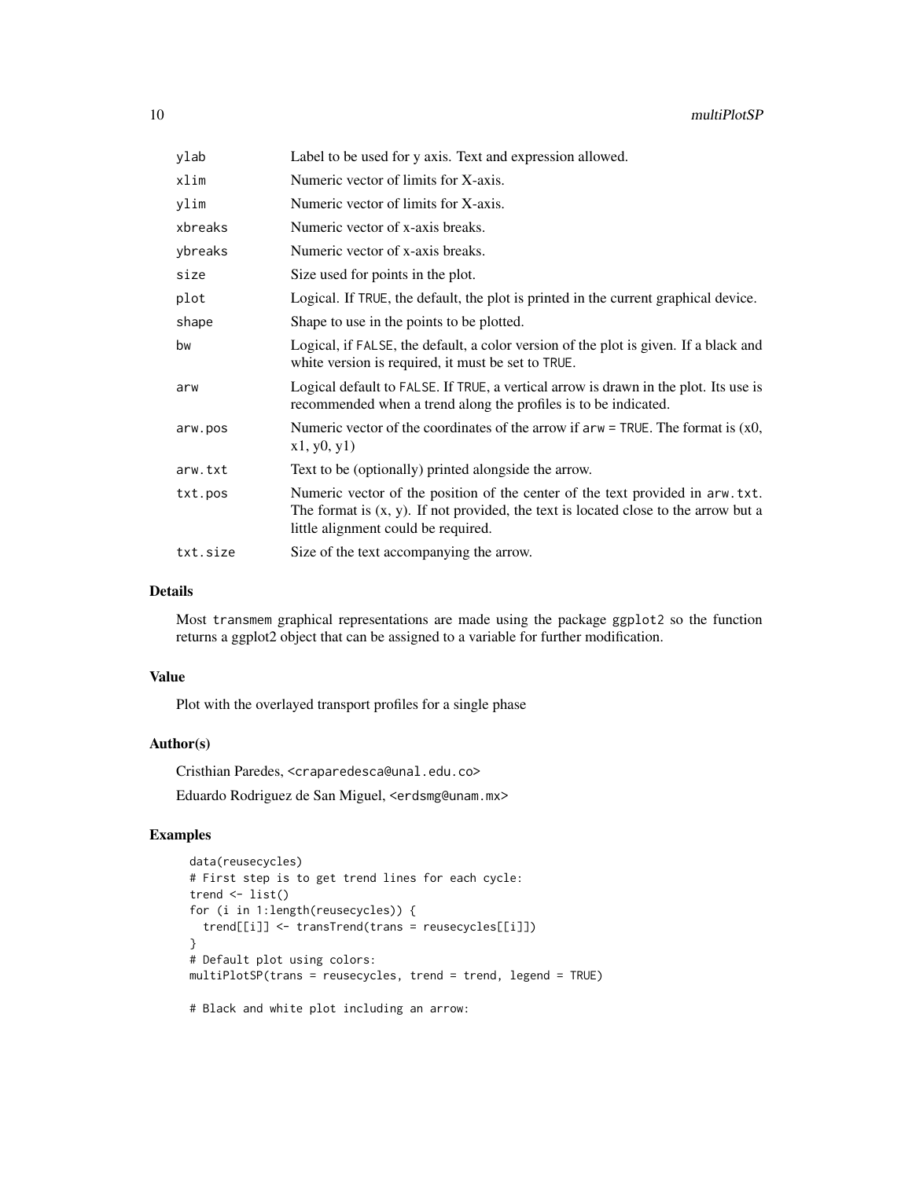| | |
|---|---|
| ylab | Label to be used for y axis. Text and expression allowed. |
| xlim | Numeric vector of limits for X-axis. |
| ylim | Numeric vector of limits for X-axis. |
| xbreaks | Numeric vector of x-axis breaks. |
| ybreaks | Numeric vector of x-axis breaks. |
| size | Size used for points in the plot. |
| plot | Logical. If TRUE, the default, the plot is printed in the current graphical device. |
| shape | Shape to use in the points to be plotted. |
| bw | Logical, if FALSE, the default, a color version of the plot is given. If a black and white version is required, it must be set to TRUE. |
| arw | Logical default to FALSE. If TRUE, a vertical arrow is drawn in the plot. Its use is recommended when a trend along the profiles is to be indicated. |
| arw.pos | Numeric vector of the coordinates of the arrow if arw = TRUE. The format is (x0, x1, y0, y1) |
| arw.txt | Text to be (optionally) printed alongside the arrow. |
| txt.pos | Numeric vector of the position of the center of the text provided in arw.txt. The format is (x, y). If not provided, the text is located close to the arrow but a little alignment could be required. |
| txt.size | Size of the text accompanying the arrow. |

## Details

Most transmem graphical representations are made using the package ggplot2 so the function returns a ggplot2 object that can be assigned to a variable for further modification.

## Value

Plot with the overlayed transport profiles for a single phase

## Author(s)

Cristhian Paredes, <craparedesca@unal.edu.co>

Eduardo Rodriguez de San Miguel, <erdsmg@unam.mx>

## Examples

```
data(reusecycles)
# First step is to get trend lines for each cycle:
trend <- list()
for (i in 1:length(reusecycles)) {
  trend[[i]] <- transTrend(trans = reusecycles[[i]])
}
# Default plot using colors:
multiPlotSP(trans = reusecycles, trend = trend, legend = TRUE)

# Black and white plot including an arrow:
```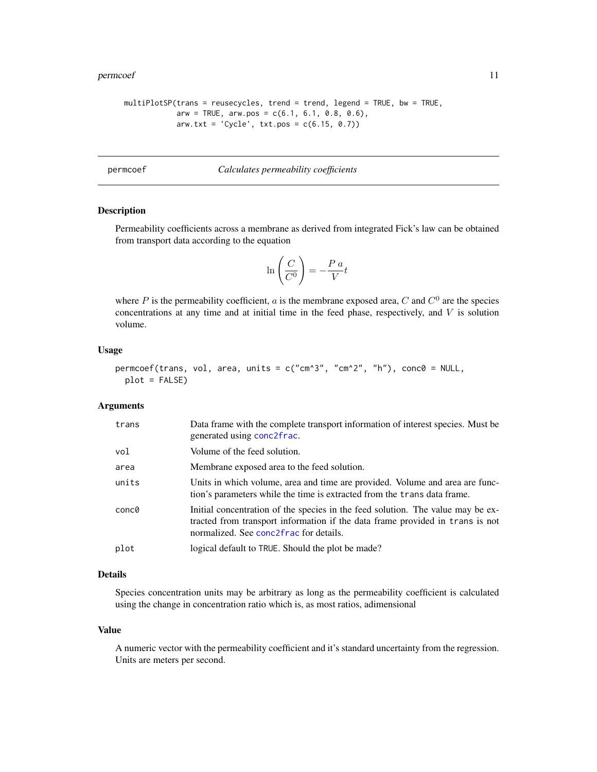```
multiPlotSP(trans = reusecycles, trend = trend, legend = TRUE, bw = TRUE,
            arw = TRUE, arw.pos = c(6.1, 6.1, 0.8, 0.6),
            arw.txt = 'Cycle', txt.pos = c(6.15, 0.7))
```

---

## permcoef — *Calculates permeability coefficients*

### Description

Permeability coefficients across a membrane as derived from integrated Fick's law can be obtained from transport data according to the equation

$$\ln\left(\frac{C}{C^0}\right) = -\frac{P\,a}{V}t$$

where $P$ is the permeability coefficient, $a$ is the membrane exposed area, $C$ and $C^0$ are the species concentrations at any time and at initial time in the feed phase, respectively, and $V$ is solution volume.

### Usage

```
permcoef(trans, vol, area, units = c("cm^3", "cm^2", "h"), conc0 = NULL,
  plot = FALSE)
```

### Arguments

| | |
|---|---|
| `trans` | Data frame with the complete transport information of interest species. Must be generated using `conc2frac`. |
| `vol` | Volume of the feed solution. |
| `area` | Membrane exposed area to the feed solution. |
| `units` | Units in which volume, area and time are provided. Volume and area are function's parameters while the time is extracted from the `trans` data frame. |
| `conc0` | Initial concentration of the species in the feed solution. The value may be extracted from transport information if the data frame provided in `trans` is not normalized. See `conc2frac` for details. |
| `plot` | logical default to `TRUE`. Should the plot be made? |

### Details

Species concentration units may be arbitrary as long as the permeability coefficient is calculated using the change in concentration ratio which is, as most ratios, adimensional

### Value

A numeric vector with the permeability coefficient and it's standard uncertainty from the regression. Units are meters per second.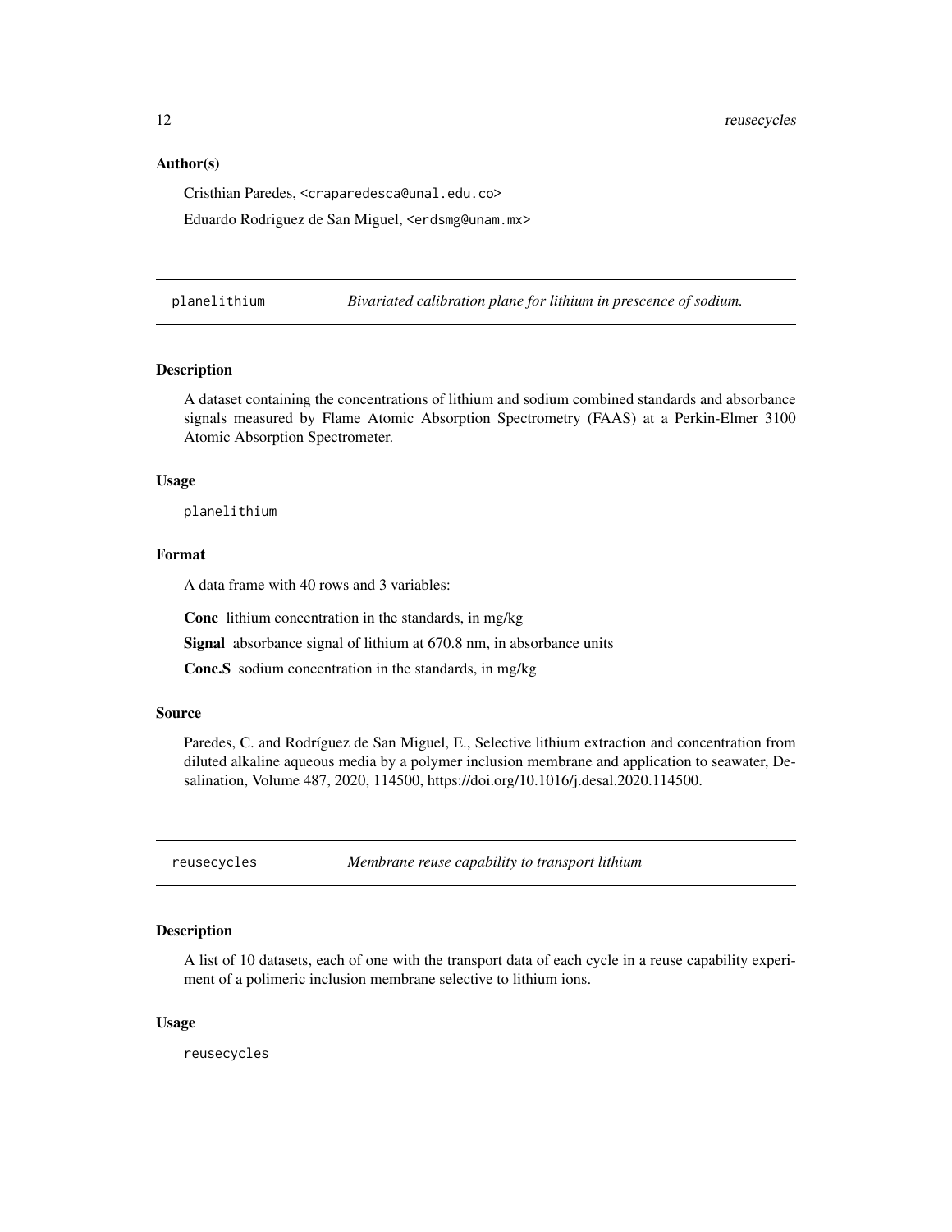### Author(s)

Cristhian Paredes, <craparedesca@unal.edu.co>

Eduardo Rodriguez de San Miguel, <erdsmg@unam.mx>

---

## planelithium — *Bivariated calibration plane for lithium in prescence of sodium.*

### Description

A dataset containing the concentrations of lithium and sodium combined standards and absorbance signals measured by Flame Atomic Absorption Spectrometry (FAAS) at a Perkin-Elmer 3100 Atomic Absorption Spectrometer.

### Usage

```
planelithium
```

### Format

A data frame with 40 rows and 3 variables:

**Conc** lithium concentration in the standards, in mg/kg

**Signal** absorbance signal of lithium at 670.8 nm, in absorbance units

**Conc.S** sodium concentration in the standards, in mg/kg

### Source

Paredes, C. and Rodríguez de San Miguel, E., Selective lithium extraction and concentration from diluted alkaline aqueous media by a polymer inclusion membrane and application to seawater, Desalination, Volume 487, 2020, 114500, https://doi.org/10.1016/j.desal.2020.114500.

---

## reusecycles — *Membrane reuse capability to transport lithium*

### Description

A list of 10 datasets, each of one with the transport data of each cycle in a reuse capability experiment of a polimeric inclusion membrane selective to lithium ions.

### Usage

```
reusecycles
```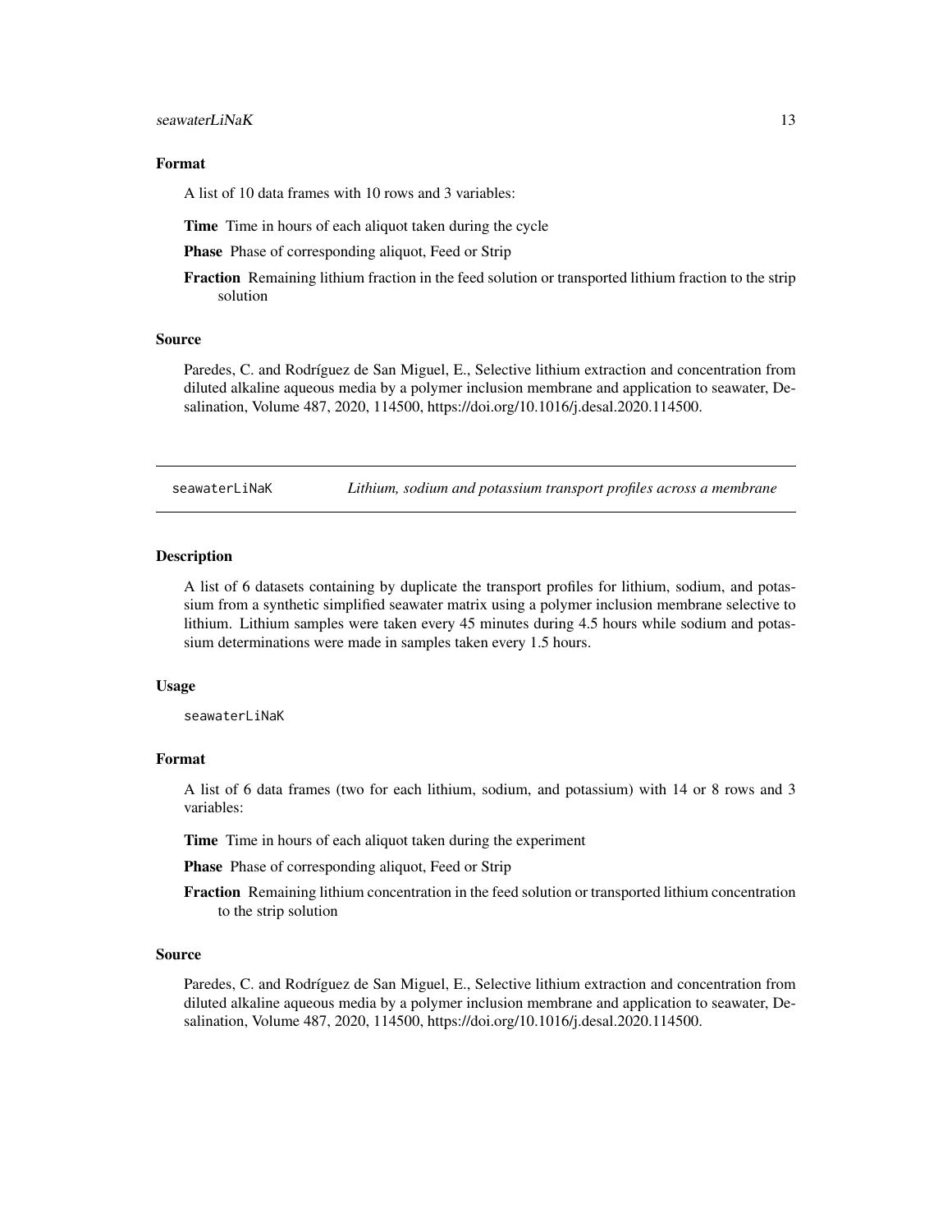### Format

A list of 10 data frames with 10 rows and 3 variables:

**Time** Time in hours of each aliquot taken during the cycle

**Phase** Phase of corresponding aliquot, Feed or Strip

**Fraction** Remaining lithium fraction in the feed solution or transported lithium fraction to the strip solution

### Source

Paredes, C. and Rodríguez de San Miguel, E., Selective lithium extraction and concentration from diluted alkaline aqueous media by a polymer inclusion membrane and application to seawater, Desalination, Volume 487, 2020, 114500, https://doi.org/10.1016/j.desal.2020.114500.

---

## seawaterLiNaK — *Lithium, sodium and potassium transport profiles across a membrane*

### Description

A list of 6 datasets containing by duplicate the transport profiles for lithium, sodium, and potassium from a synthetic simplified seawater matrix using a polymer inclusion membrane selective to lithium. Lithium samples were taken every 45 minutes during 4.5 hours while sodium and potassium determinations were made in samples taken every 1.5 hours.

### Usage

```
seawaterLiNaK
```

### Format

A list of 6 data frames (two for each lithium, sodium, and potassium) with 14 or 8 rows and 3 variables:

**Time** Time in hours of each aliquot taken during the experiment

**Phase** Phase of corresponding aliquot, Feed or Strip

**Fraction** Remaining lithium concentration in the feed solution or transported lithium concentration to the strip solution

### Source

Paredes, C. and Rodríguez de San Miguel, E., Selective lithium extraction and concentration from diluted alkaline aqueous media by a polymer inclusion membrane and application to seawater, Desalination, Volume 487, 2020, 114500, https://doi.org/10.1016/j.desal.2020.114500.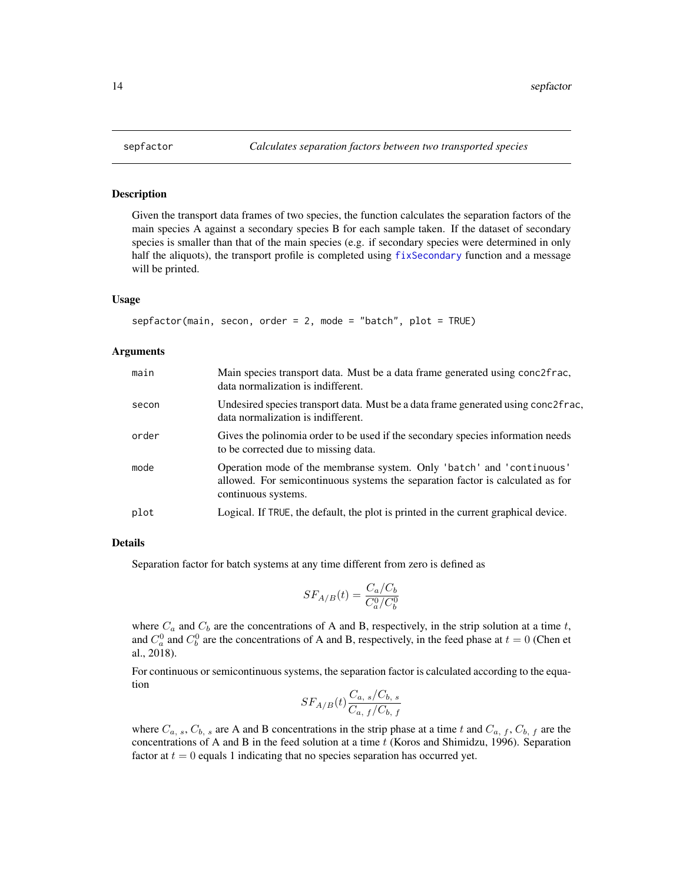## sepfactor *Calculates separation factors between two transported species*

### Description

Given the transport data frames of two species, the function calculates the separation factors of the main species A against a secondary species B for each sample taken. If the dataset of secondary species is smaller than that of the main species (e.g. if secondary species were determined in only half the aliquots), the transport profile is completed using fixSecondary function and a message will be printed.

### Usage

```
sepfactor(main, secon, order = 2, mode = "batch", plot = TRUE)
```

### Arguments

| | |
|---|---|
| main | Main species transport data. Must be a data frame generated using conc2frac, data normalization is indifferent. |
| secon | Undesired species transport data. Must be a data frame generated using conc2frac, data normalization is indifferent. |
| order | Gives the polinomia order to be used if the secondary species information needs to be corrected due to missing data. |
| mode | Operation mode of the membranse system. Only 'batch' and 'continuous' allowed. For semicontinuous systems the separation factor is calculated as for continuous systems. |
| plot | Logical. If TRUE, the default, the plot is printed in the current graphical device. |

### Details

Separation factor for batch systems at any time different from zero is defined as

$$SF_{A/B}(t) = \frac{C_a/C_b}{C_a^0/C_b^0}$$

where $C_a$ and $C_b$ are the concentrations of A and B, respectively, in the strip solution at a time $t$, and $C_a^0$ and $C_b^0$ are the concentrations of A and B, respectively, in the feed phase at $t = 0$ (Chen et al., 2018).

For continuous or semicontinuous systems, the separation factor is calculated according to the equation

$$SF_{A/B}(t)\frac{C_{a,\ s}/C_{b,\ s}}{C_{a,\ f}/C_{b,\ f}}$$

where $C_{a,\ s}$, $C_{b,\ s}$ are A and B concentrations in the strip phase at a time $t$ and $C_{a,\ f}$, $C_{b,\ f}$ are the concentrations of A and B in the feed solution at a time $t$ (Koros and Shimidzu, 1996). Separation factor at $t = 0$ equals 1 indicating that no species separation has occurred yet.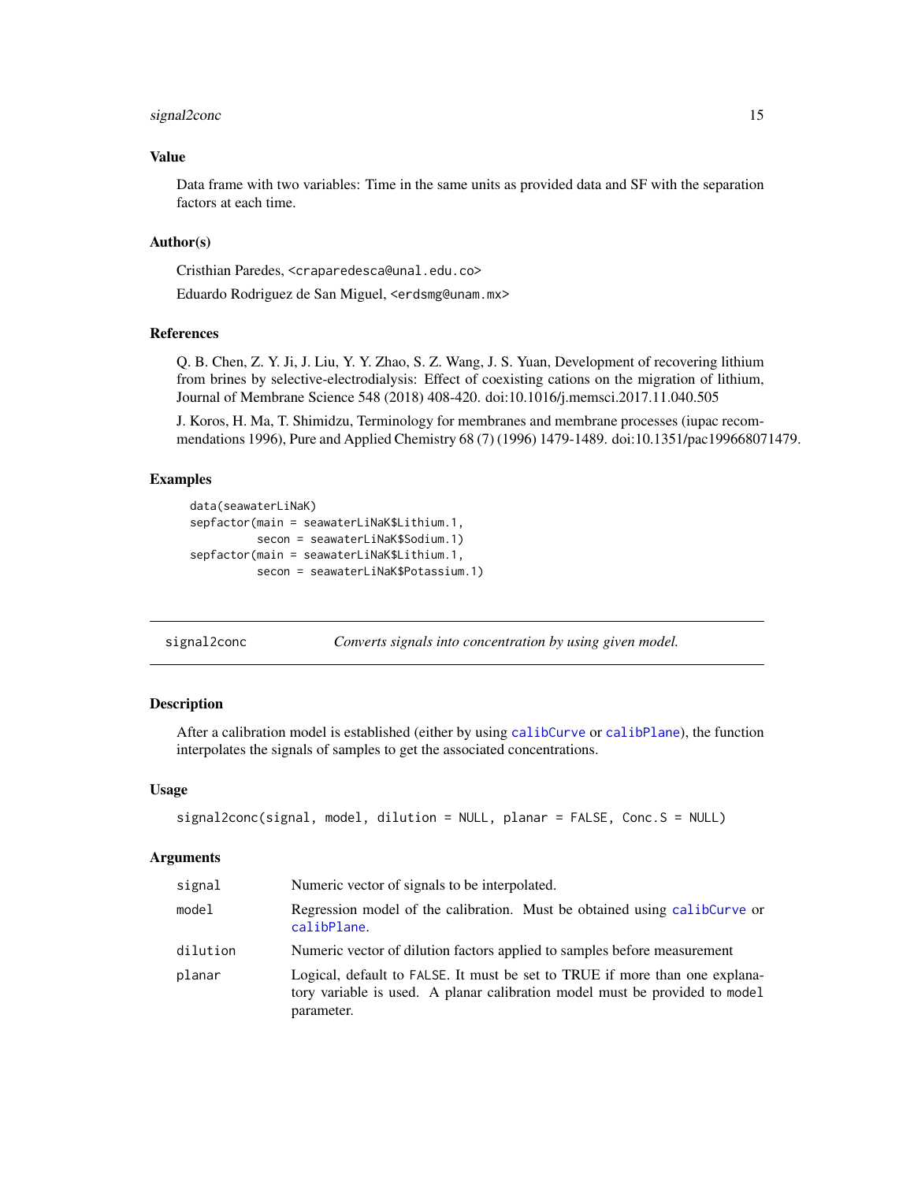### Value

Data frame with two variables: Time in the same units as provided data and SF with the separation factors at each time.

### Author(s)

Cristhian Paredes, <craparedesca@unal.edu.co>

Eduardo Rodriguez de San Miguel, <erdsmg@unam.mx>

### References

Q. B. Chen, Z. Y. Ji, J. Liu, Y. Y. Zhao, S. Z. Wang, J. S. Yuan, Development of recovering lithium from brines by selective-electrodialysis: Effect of coexisting cations on the migration of lithium, Journal of Membrane Science 548 (2018) 408-420. doi:10.1016/j.memsci.2017.11.040.505

J. Koros, H. Ma, T. Shimidzu, Terminology for membranes and membrane processes (iupac recommendations 1996), Pure and Applied Chemistry 68 (7) (1996) 1479-1489. doi:10.1351/pac199668071479.

### Examples

```
data(seawaterLiNaK)
sepfactor(main = seawaterLiNaK$Lithium.1,
          secon = seawaterLiNaK$Sodium.1)
sepfactor(main = seawaterLiNaK$Lithium.1,
          secon = seawaterLiNaK$Potassium.1)
```

---

## signal2conc — *Converts signals into concentration by using given model.*

---

### Description

After a calibration model is established (either by using calibCurve or calibPlane), the function interpolates the signals of samples to get the associated concentrations.

### Usage

```
signal2conc(signal, model, dilution = NULL, planar = FALSE, Conc.S = NULL)
```

### Arguments

| | |
|---|---|
| signal | Numeric vector of signals to be interpolated. |
| model | Regression model of the calibration. Must be obtained using calibCurve or calibPlane. |
| dilution | Numeric vector of dilution factors applied to samples before measurement |
| planar | Logical, default to FALSE. It must be set to TRUE if more than one explanatory variable is used. A planar calibration model must be provided to model parameter. |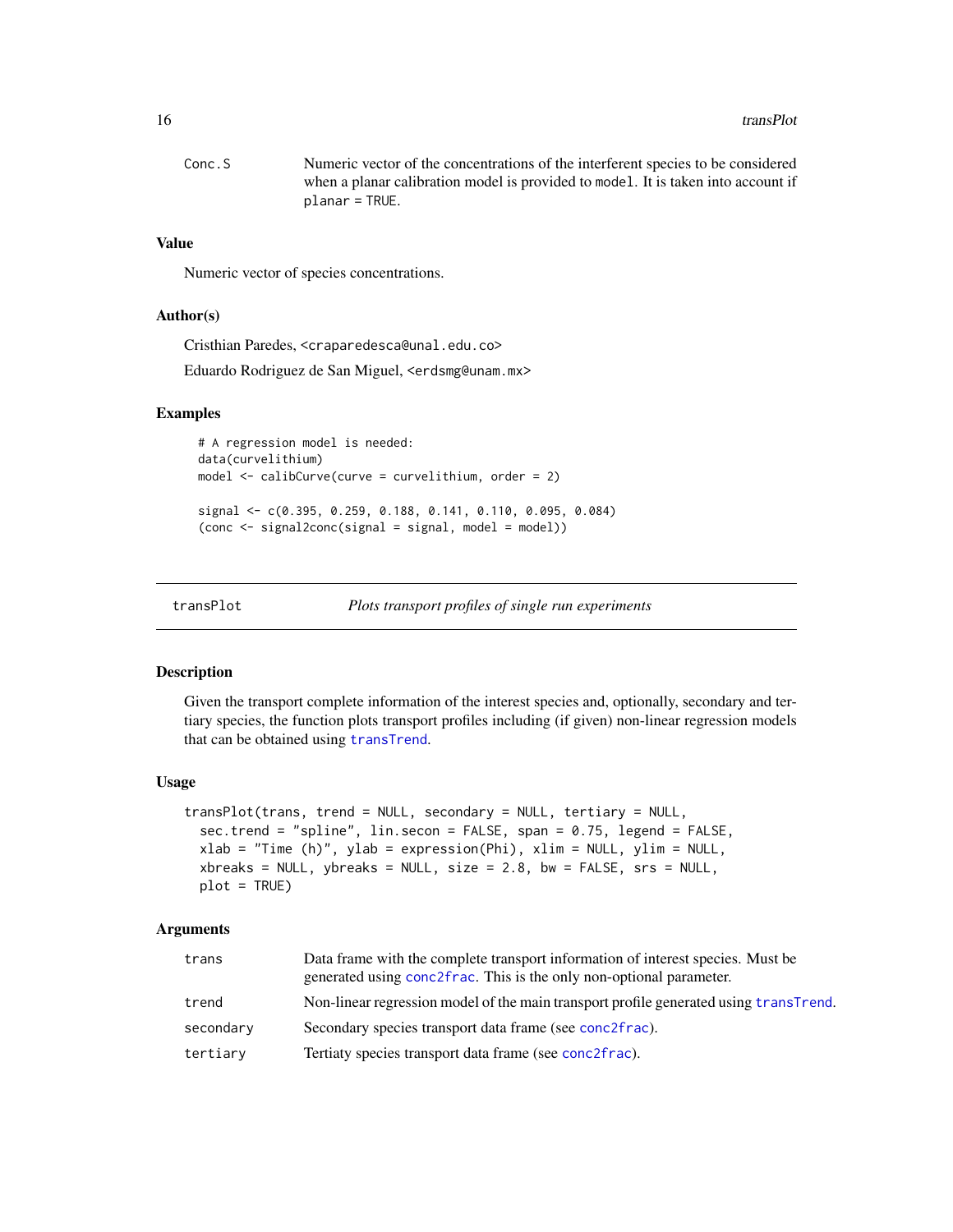| | |
|---|---|
| Conc.S | Numeric vector of the concentrations of the interferent species to be considered when a planar calibration model is provided to `model`. It is taken into account if `planar = TRUE`. |

### Value

Numeric vector of species concentrations.

### Author(s)

Cristhian Paredes, <craparedesca@unal.edu.co>

Eduardo Rodriguez de San Miguel, <erdsmg@unam.mx>

### Examples

```
# A regression model is needed:
data(curvelithium)
model <- calibCurve(curve = curvelithium, order = 2)

signal <- c(0.395, 0.259, 0.188, 0.141, 0.110, 0.095, 0.084)
(conc <- signal2conc(signal = signal, model = model))
```

---

## transPlot — *Plots transport profiles of single run experiments*

### Description

Given the transport complete information of the interest species and, optionally, secondary and tertiary species, the function plots transport profiles including (if given) non-linear regression models that can be obtained using `transTrend`.

### Usage

```
transPlot(trans, trend = NULL, secondary = NULL, tertiary = NULL,
  sec.trend = "spline", lin.secon = FALSE, span = 0.75, legend = FALSE,
  xlab = "Time (h)", ylab = expression(Phi), xlim = NULL, ylim = NULL,
  xbreaks = NULL, ybreaks = NULL, size = 2.8, bw = FALSE, srs = NULL,
  plot = TRUE)
```

### Arguments

| | |
|---|---|
| trans | Data frame with the complete transport information of interest species. Must be generated using `conc2frac`. This is the only non-optional parameter. |
| trend | Non-linear regression model of the main transport profile generated using `transTrend`. |
| secondary | Secondary species transport data frame (see `conc2frac`). |
| tertiary | Tertiaty species transport data frame (see `conc2frac`). |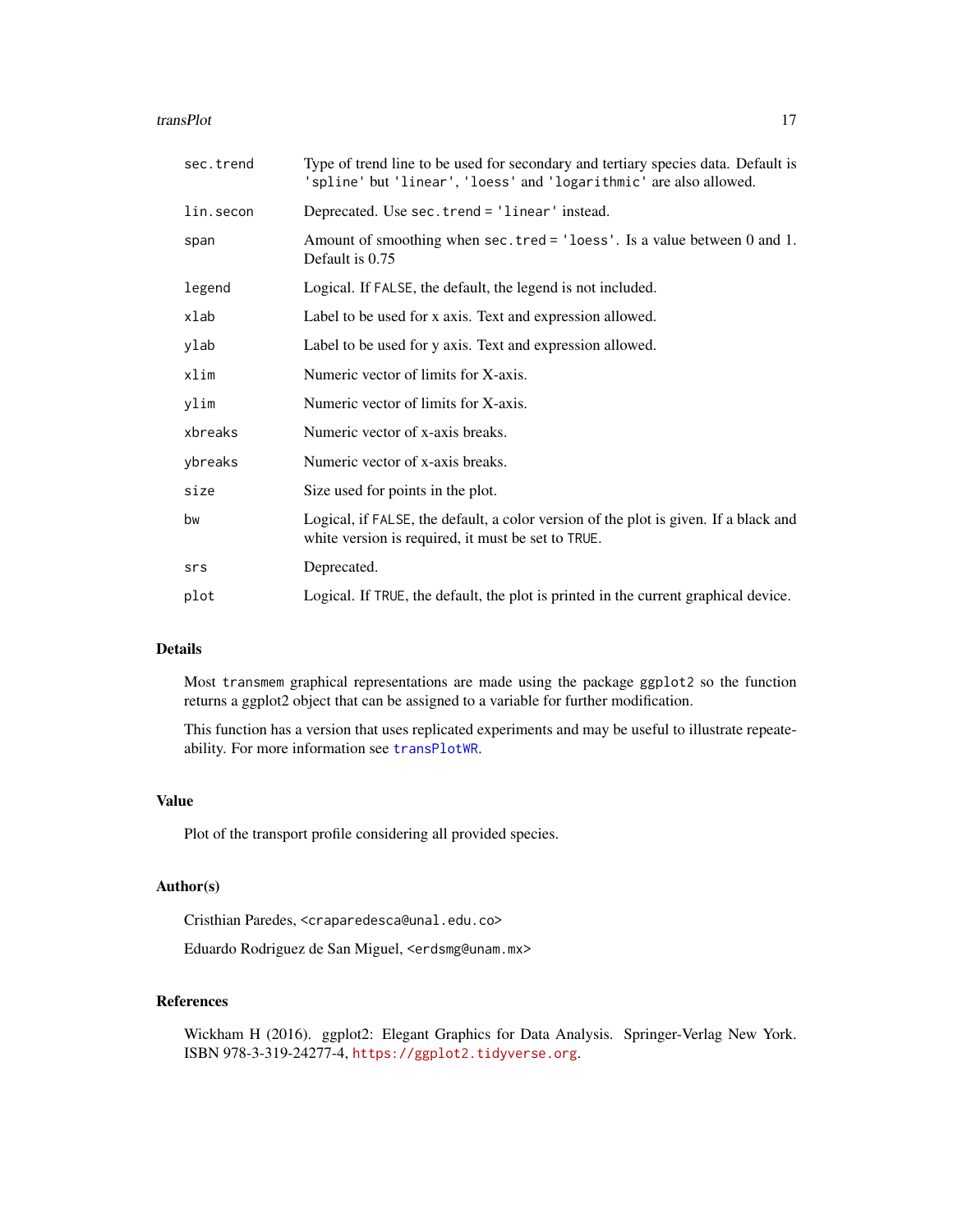| | |
|---|---|
| `sec.trend` | Type of trend line to be used for secondary and tertiary species data. Default is `'spline'` but `'linear'`, `'loess'` and `'logarithmic'` are also allowed. |
| `lin.secon` | Deprecated. Use `sec.trend = 'linear'` instead. |
| `span` | Amount of smoothing when `sec.tred = 'loess'`. Is a value between 0 and 1. Default is 0.75 |
| `legend` | Logical. If `FALSE`, the default, the legend is not included. |
| `xlab` | Label to be used for x axis. Text and expression allowed. |
| `ylab` | Label to be used for y axis. Text and expression allowed. |
| `xlim` | Numeric vector of limits for X-axis. |
| `ylim` | Numeric vector of limits for X-axis. |
| `xbreaks` | Numeric vector of x-axis breaks. |
| `ybreaks` | Numeric vector of x-axis breaks. |
| `size` | Size used for points in the plot. |
| `bw` | Logical, if `FALSE`, the default, a color version of the plot is given. If a black and white version is required, it must be set to `TRUE`. |
| `srs` | Deprecated. |
| `plot` | Logical. If `TRUE`, the default, the plot is printed in the current graphical device. |

## Details

Most `transmem` graphical representations are made using the package `ggplot2` so the function returns a ggplot2 object that can be assigned to a variable for further modification.

This function has a version that uses replicated experiments and may be useful to illustrate repeateability. For more information see `transPlotWR`.

## Value

Plot of the transport profile considering all provided species.

## Author(s)

Cristhian Paredes, <craparedesca@unal.edu.co>

Eduardo Rodriguez de San Miguel, <erdsmg@unam.mx>

## References

Wickham H (2016). ggplot2: Elegant Graphics for Data Analysis. Springer-Verlag New York. ISBN 978-3-319-24277-4, https://ggplot2.tidyverse.org.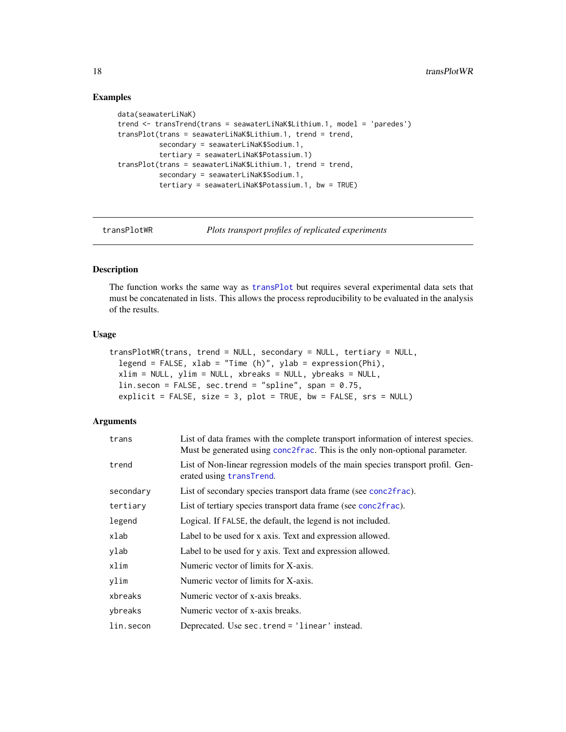## Examples

```
data(seawaterLiNaK)
trend <- transTrend(trans = seawaterLiNaK$Lithium.1, model = 'paredes')
transPlot(trans = seawaterLiNaK$Lithium.1, trend = trend,
          secondary = seawaterLiNaK$Sodium.1,
          tertiary = seawaterLiNaK$Potassium.1)
transPlot(trans = seawaterLiNaK$Lithium.1, trend = trend,
          secondary = seawaterLiNaK$Sodium.1,
          tertiary = seawaterLiNaK$Potassium.1, bw = TRUE)
```

---

`transPlotWR` *Plots transport profiles of replicated experiments*

---

## Description

The function works the same way as `transPlot` but requires several experimental data sets that must be concatenated in lists. This allows the process reproducibility to be evaluated in the analysis of the results.

## Usage

```
transPlotWR(trans, trend = NULL, secondary = NULL, tertiary = NULL,
  legend = FALSE, xlab = "Time (h)", ylab = expression(Phi),
  xlim = NULL, ylim = NULL, xbreaks = NULL, ybreaks = NULL,
  lin.secon = FALSE, sec.trend = "spline", span = 0.75,
  explicit = FALSE, size = 3, plot = TRUE, bw = FALSE, srs = NULL)
```

## Arguments

| | |
|---|---|
| `trans` | List of data frames with the complete transport information of interest species. Must be generated using `conc2frac`. This is the only non-optional parameter. |
| `trend` | List of Non-linear regression models of the main species transport profil. Generated using `transTrend`. |
| `secondary` | List of secondary species transport data frame (see `conc2frac`). |
| `tertiary` | List of tertiary species transport data frame (see `conc2frac`). |
| `legend` | Logical. If `FALSE`, the default, the legend is not included. |
| `xlab` | Label to be used for x axis. Text and expression allowed. |
| `ylab` | Label to be used for y axis. Text and expression allowed. |
| `xlim` | Numeric vector of limits for X-axis. |
| `ylim` | Numeric vector of limits for X-axis. |
| `xbreaks` | Numeric vector of x-axis breaks. |
| `ybreaks` | Numeric vector of x-axis breaks. |
| `lin.secon` | Deprecated. Use `sec.trend = 'linear'` instead. |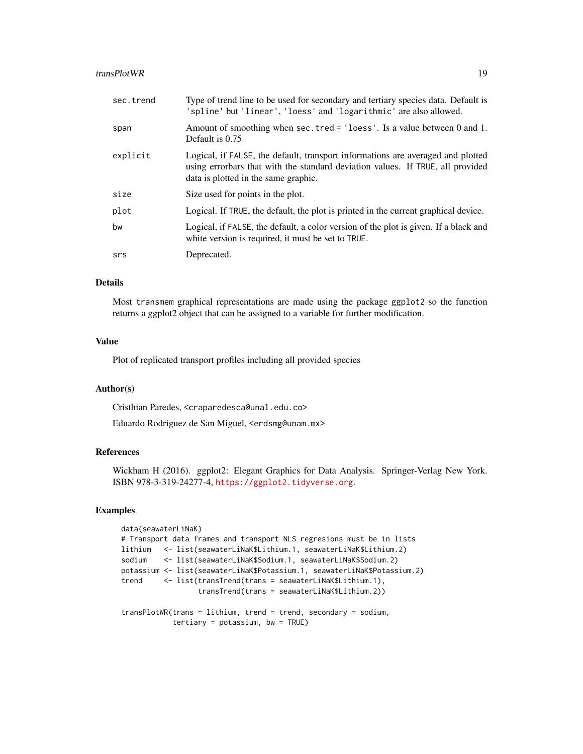| | |
|---|---|
| sec.trend | Type of trend line to be used for secondary and tertiary species data. Default is 'spline' but 'linear', 'loess' and 'logarithmic' are also allowed. |
| span | Amount of smoothing when sec.tred = 'loess'. Is a value between 0 and 1. Default is 0.75 |
| explicit | Logical, if FALSE, the default, transport informations are averaged and plotted using errorbars that with the standard deviation values. If TRUE, all provided data is plotted in the same graphic. |
| size | Size used for points in the plot. |
| plot | Logical. If TRUE, the default, the plot is printed in the current graphical device. |
| bw | Logical, if FALSE, the default, a color version of the plot is given. If a black and white version is required, it must be set to TRUE. |
| srs | Deprecated. |

## Details

Most transmem graphical representations are made using the package ggplot2 so the function returns a ggplot2 object that can be assigned to a variable for further modification.

## Value

Plot of replicated transport profiles including all provided species

## Author(s)

Cristhian Paredes, <craparedesca@unal.edu.co>

Eduardo Rodriguez de San Miguel, <erdsmg@unam.mx>

## References

Wickham H (2016). ggplot2: Elegant Graphics for Data Analysis. Springer-Verlag New York. ISBN 978-3-319-24277-4, https://ggplot2.tidyverse.org.

## Examples

```
data(seawaterLiNaK)
# Transport data frames and transport NLS regresions must be in lists
lithium   <- list(seawaterLiNaK$Lithium.1, seawaterLiNaK$Lithium.2)
sodium    <- list(seawaterLiNaK$Sodium.1, seawaterLiNaK$Sodium.2)
potassium <- list(seawaterLiNaK$Potassium.1, seawaterLiNaK$Potassium.2)
trend     <- list(transTrend(trans = seawaterLiNaK$Lithium.1),
                  transTrend(trans = seawaterLiNaK$Lithium.2))

transPlotWR(trans = lithium, trend = trend, secondary = sodium,
            tertiary = potassium, bw = TRUE)
```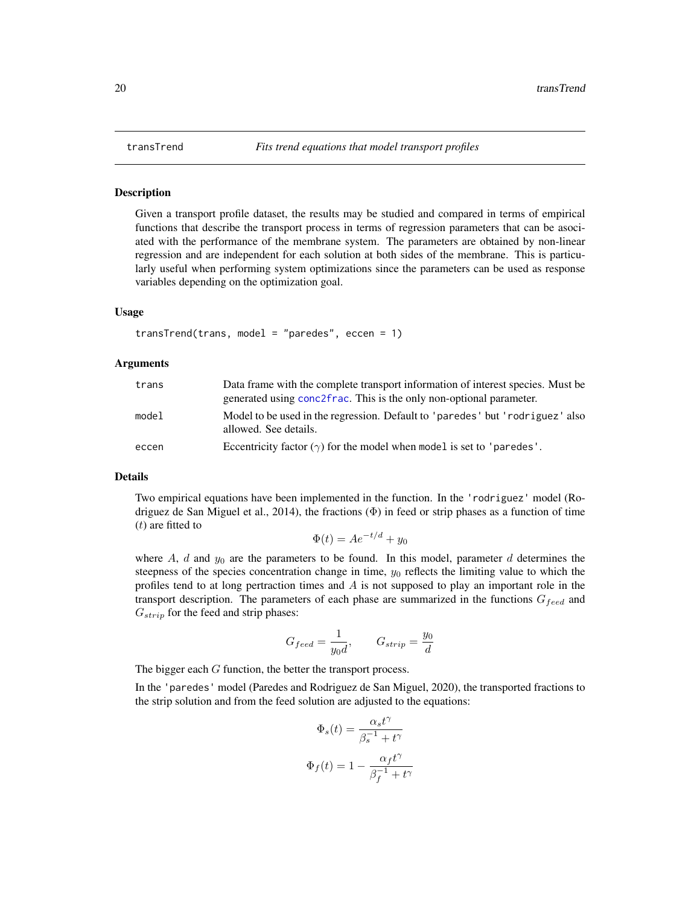# transTrend — *Fits trend equations that model transport profiles*

## Description

Given a transport profile dataset, the results may be studied and compared in terms of empirical functions that describe the transport process in terms of regression parameters that can be asociated with the performance of the membrane system. The parameters are obtained by non-linear regression and are independent for each solution at both sides of the membrane. This is particularly useful when performing system optimizations since the parameters can be used as response variables depending on the optimization goal.

## Usage

```
transTrend(trans, model = "paredes", eccen = 1)
```

## Arguments

| | |
|---|---|
| `trans` | Data frame with the complete transport information of interest species. Must be generated using `conc2frac`. This is the only non-optional parameter. |
| `model` | Model to be used in the regression. Default to `'paredes'` but `'rodriguez'` also allowed. See details. |
| `eccen` | Eccentricity factor ($\gamma$) for the model when `model` is set to `'paredes'`. |

## Details

Two empirical equations have been implemented in the function. In the `'rodriguez'` model (Rodriguez de San Miguel et al., 2014), the fractions ($\Phi$) in feed or strip phases as a function of time ($t$) are fitted to

$$\Phi(t) = Ae^{-t/d} + y_0$$

where $A$, $d$ and $y_0$ are the parameters to be found. In this model, parameter $d$ determines the steepness of the species concentration change in time, $y_0$ reflects the limiting value to which the profiles tend to at long pertraction times and $A$ is not supposed to play an important role in the transport description. The parameters of each phase are summarized in the functions $G_{feed}$ and $G_{strip}$ for the feed and strip phases:

$$G_{feed} = \frac{1}{y_0 d}, \qquad G_{strip} = \frac{y_0}{d}$$

The bigger each $G$ function, the better the transport process.

In the `'paredes'` model (Paredes and Rodriguez de San Miguel, 2020), the transported fractions to the strip solution and from the feed solution are adjusted to the equations:

$$\Phi_s(t) = \frac{\alpha_s t^\gamma}{\beta_s^{-1} + t^\gamma}$$

$$\Phi_f(t) = 1 - \frac{\alpha_f t^\gamma}{\beta_f^{-1} + t^\gamma}$$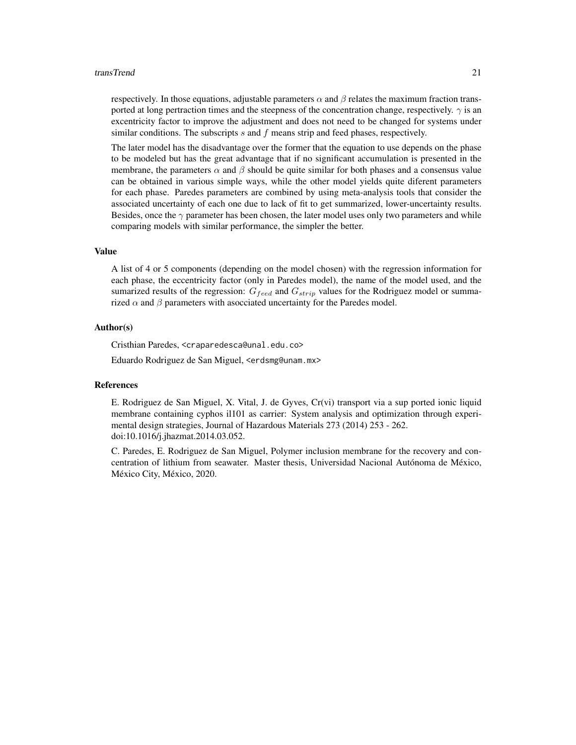respectively. In those equations, adjustable parameters $\alpha$ and $\beta$ relates the maximum fraction transported at long pertraction times and the steepness of the concentration change, respectively. $\gamma$ is an excentricity factor to improve the adjustment and does not need to be changed for systems under similar conditions. The subscripts $s$ and $f$ means strip and feed phases, respectively.

The later model has the disadvantage over the former that the equation to use depends on the phase to be modeled but has the great advantage that if no significant accumulation is presented in the membrane, the parameters $\alpha$ and $\beta$ should be quite similar for both phases and a consensus value can be obtained in various simple ways, while the other model yields quite diferent parameters for each phase. Paredes parameters are combined by using meta-analysis tools that consider the associated uncertainty of each one due to lack of fit to get summarized, lower-uncertainty results. Besides, once the $\gamma$ parameter has been chosen, the later model uses only two parameters and while comparing models with similar performance, the simpler the better.

## Value

A list of 4 or 5 components (depending on the model chosen) with the regression information for each phase, the eccentricity factor (only in Paredes model), the name of the model used, and the sumarized results of the regression: $G_{feed}$ and $G_{strip}$ values for the Rodriguez model or summarized $\alpha$ and $\beta$ parameters with asocciated uncertainty for the Paredes model.

## Author(s)

Cristhian Paredes, <craparedesca@unal.edu.co>

Eduardo Rodriguez de San Miguel, <erdsmg@unam.mx>

## References

E. Rodriguez de San Miguel, X. Vital, J. de Gyves, Cr(vi) transport via a sup ported ionic liquid membrane containing cyphos il101 as carrier: System analysis and optimization through experimental design strategies, Journal of Hazardous Materials 273 (2014) 253 - 262. doi:10.1016/j.jhazmat.2014.03.052.

C. Paredes, E. Rodriguez de San Miguel, Polymer inclusion membrane for the recovery and concentration of lithium from seawater. Master thesis, Universidad Nacional Autónoma de México, México City, México, 2020.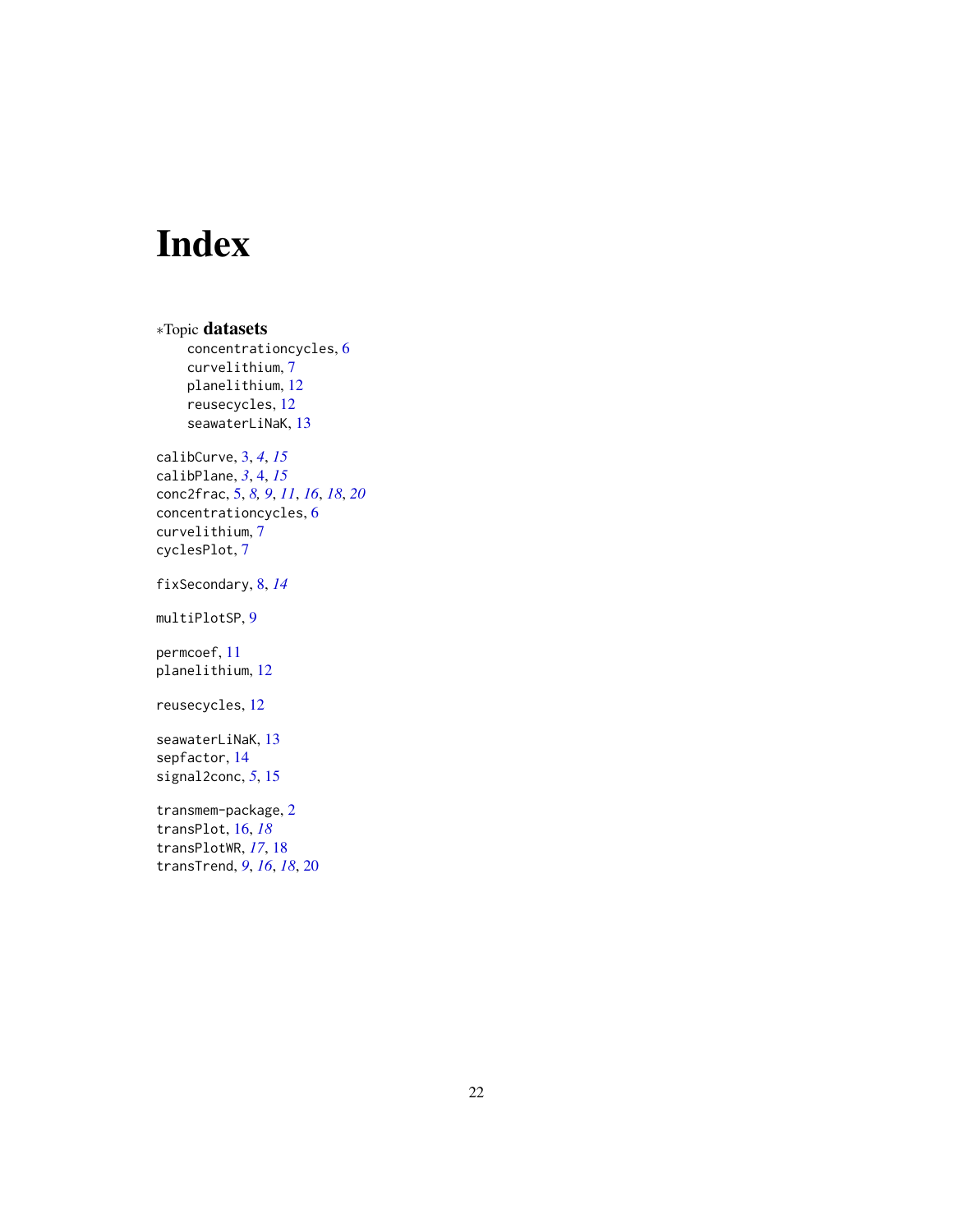# Index

*Topic **datasets**

- concentrationcycles, 6
- curvelithium, 7
- planelithium, 12
- reusecycles, 12
- seawaterLiNaK, 13

calibCurve, 3, *4*, *15*
calibPlane, *3*, 4, *15*
conc2frac, 5, *8, 9*, *11*, *16*, *18*, *20*
concentrationcycles, 6
curvelithium, 7
cyclesPlot, 7

fixSecondary, 8, *14*

multiPlotSP, 9

permcoef, 11
planelithium, 12

reusecycles, 12

seawaterLiNaK, 13
sepfactor, 14
signal2conc, *5*, 15

transmem-package, 2
transPlot, 16, *18*
transPlotWR, *17*, 18
transTrend, *9*, *16*, *18*, 20